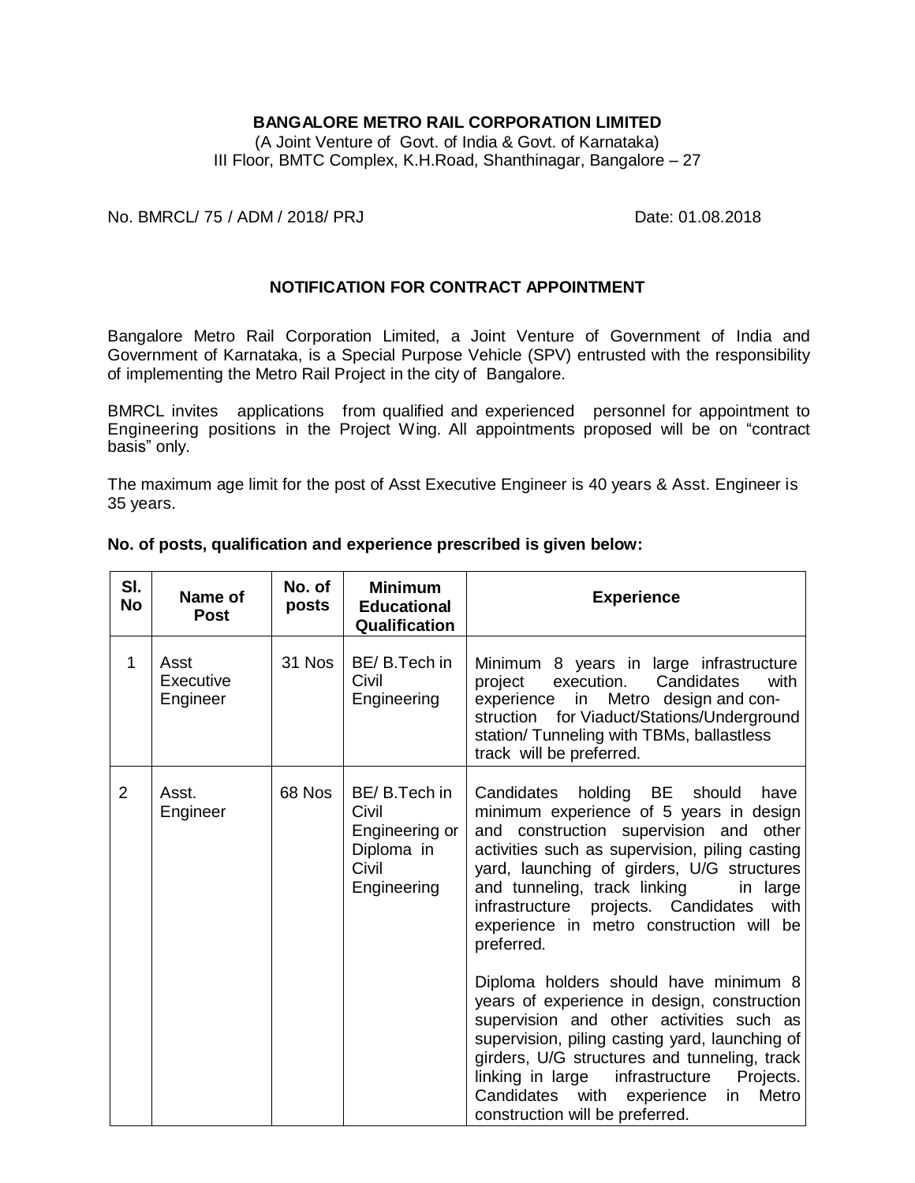**BANGALORE METRO RAIL CORPORATION LIMITED**
(A Joint Venture of Govt. of India & Govt. of Karnataka)
III Floor, BMTC Complex, K.H.Road, Shanthinagar, Bangalore – 27

No. BMRCL/ 75 / ADM / 2018/ PRJ Date: 01.08.2018

## NOTIFICATION FOR CONTRACT APPOINTMENT

Bangalore Metro Rail Corporation Limited, a Joint Venture of Government of India and Government of Karnataka, is a Special Purpose Vehicle (SPV) entrusted with the responsibility of implementing the Metro Rail Project in the city of Bangalore.

BMRCL invites applications from qualified and experienced personnel for appointment to Engineering positions in the Project Wing. All appointments proposed will be on "contract basis" only.

The maximum age limit for the post of Asst Executive Engineer is 40 years & Asst. Engineer is 35 years.

**No. of posts, qualification and experience prescribed is given below:**

| Sl. No | Name of Post | No. of posts | Minimum Educational Qualification | Experience |
|---|---|---|---|---|
| 1 | Asst Executive Engineer | 31 Nos | BE/ B.Tech in Civil Engineering | Minimum 8 years in large infrastructure project execution. Candidates with experience in Metro design and con-struction for Viaduct/Stations/Underground station/ Tunneling with TBMs, ballastless track will be preferred. |
| 2 | Asst. Engineer | 68 Nos | BE/ B.Tech in Civil Engineering or Diploma in Civil Engineering | Candidates holding BE should have minimum experience of 5 years in design and construction supervision and other activities such as supervision, piling casting yard, launching of girders, U/G structures and tunneling, track linking in large infrastructure projects. Candidates with experience in metro construction will be preferred.<br><br>Diploma holders should have minimum 8 years of experience in design, construction supervision and other activities such as supervision, piling casting yard, launching of girders, U/G structures and tunneling, track linking in large infrastructure Projects. Candidates with experience in Metro construction will be preferred. |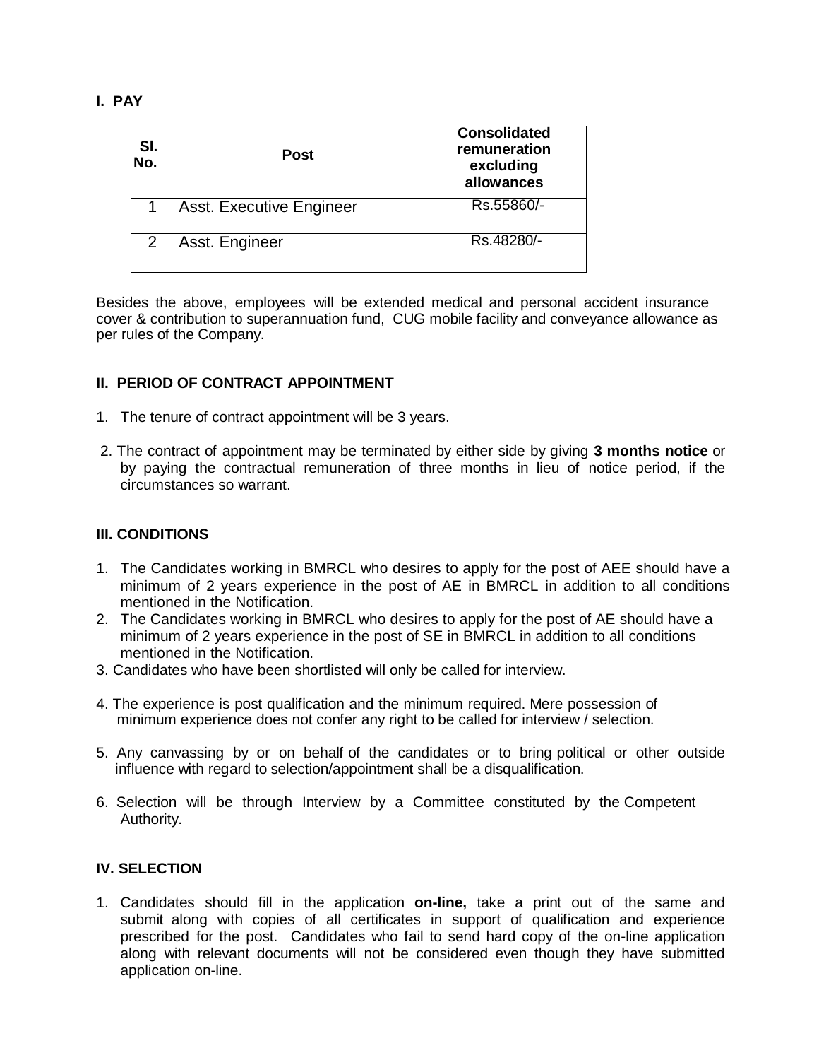## I. PAY

| Sl. No. | Post | Consolidated remuneration excluding allowances |
|---|---|---|
| 1 | Asst. Executive Engineer | Rs.55860/- |
| 2 | Asst. Engineer | Rs.48280/- |

Besides the above, employees will be extended medical and personal accident insurance cover & contribution to superannuation fund, CUG mobile facility and conveyance allowance as per rules of the Company.

## II. PERIOD OF CONTRACT APPOINTMENT

1. The tenure of contract appointment will be 3 years.
2. The contract of appointment may be terminated by either side by giving **3 months notice** or by paying the contractual remuneration of three months in lieu of notice period, if the circumstances so warrant.

## III. CONDITIONS

1. The Candidates working in BMRCL who desires to apply for the post of AEE should have a minimum of 2 years experience in the post of AE in BMRCL in addition to all conditions mentioned in the Notification.
2. The Candidates working in BMRCL who desires to apply for the post of AE should have a minimum of 2 years experience in the post of SE in BMRCL in addition to all conditions mentioned in the Notification.
3. Candidates who have been shortlisted will only be called for interview.
4. The experience is post qualification and the minimum required. Mere possession of minimum experience does not confer any right to be called for interview / selection.
5. Any canvassing by or on behalf of the candidates or to bring political or other outside influence with regard to selection/appointment shall be a disqualification.
6. Selection will be through Interview by a Committee constituted by the Competent Authority.

## IV. SELECTION

1. Candidates should fill in the application **on-line,** take a print out of the same and submit along with copies of all certificates in support of qualification and experience prescribed for the post. Candidates who fail to send hard copy of the on-line application along with relevant documents will not be considered even though they have submitted application on-line.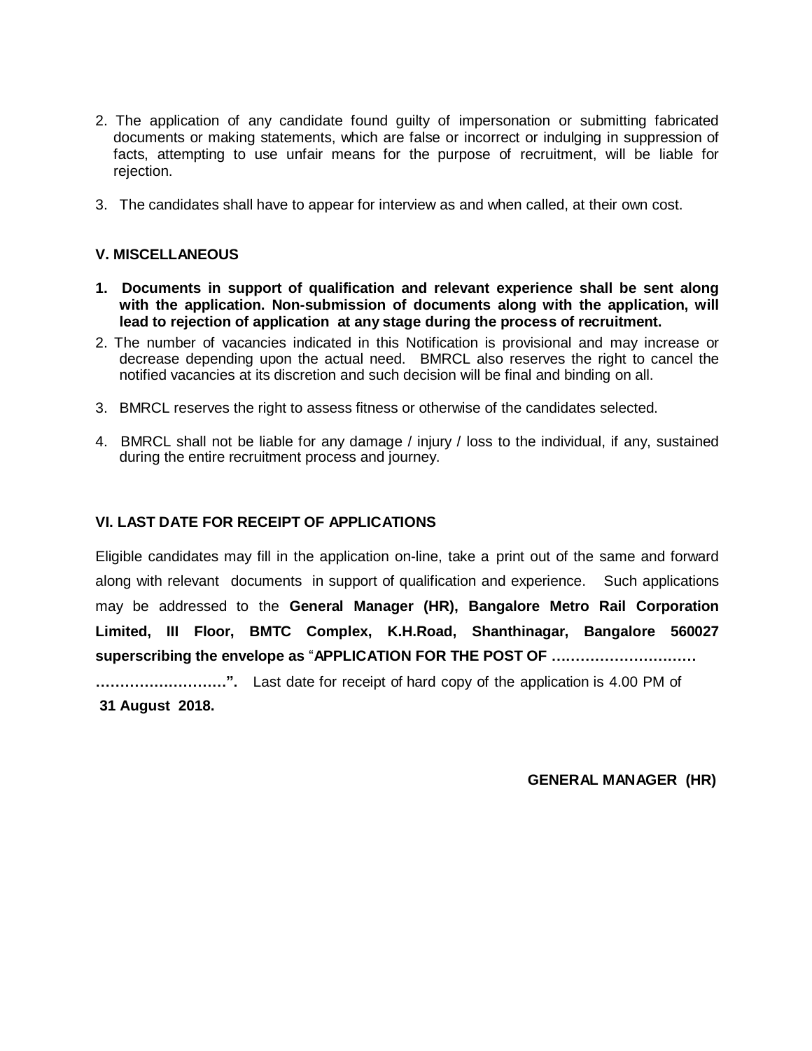2. The application of any candidate found guilty of impersonation or submitting fabricated documents or making statements, which are false or incorrect or indulging in suppression of facts, attempting to use unfair means for the purpose of recruitment, will be liable for rejection.

3. The candidates shall have to appear for interview as and when called, at their own cost.

### V. MISCELLANEOUS

1. **Documents in support of qualification and relevant experience shall be sent along with the application. Non-submission of documents along with the application, will lead to rejection of application at any stage during the process of recruitment.**
2. The number of vacancies indicated in this Notification is provisional and may increase or decrease depending upon the actual need. BMRCL also reserves the right to cancel the notified vacancies at its discretion and such decision will be final and binding on all.
3. BMRCL reserves the right to assess fitness or otherwise of the candidates selected.
4. BMRCL shall not be liable for any damage / injury / loss to the individual, if any, sustained during the entire recruitment process and journey.

### VI. LAST DATE FOR RECEIPT OF APPLICATIONS

Eligible candidates may fill in the application on-line, take a print out of the same and forward along with relevant documents in support of qualification and experience. Such applications may be addressed to the **General Manager (HR), Bangalore Metro Rail Corporation Limited, III Floor, BMTC Complex, K.H.Road, Shanthinagar, Bangalore 560027 superscribing the envelope as** "**APPLICATION FOR THE POST OF ………………………… ………………………".** Last date for receipt of hard copy of the application is 4.00 PM of **31 August 2018.**

**GENERAL MANAGER (HR)**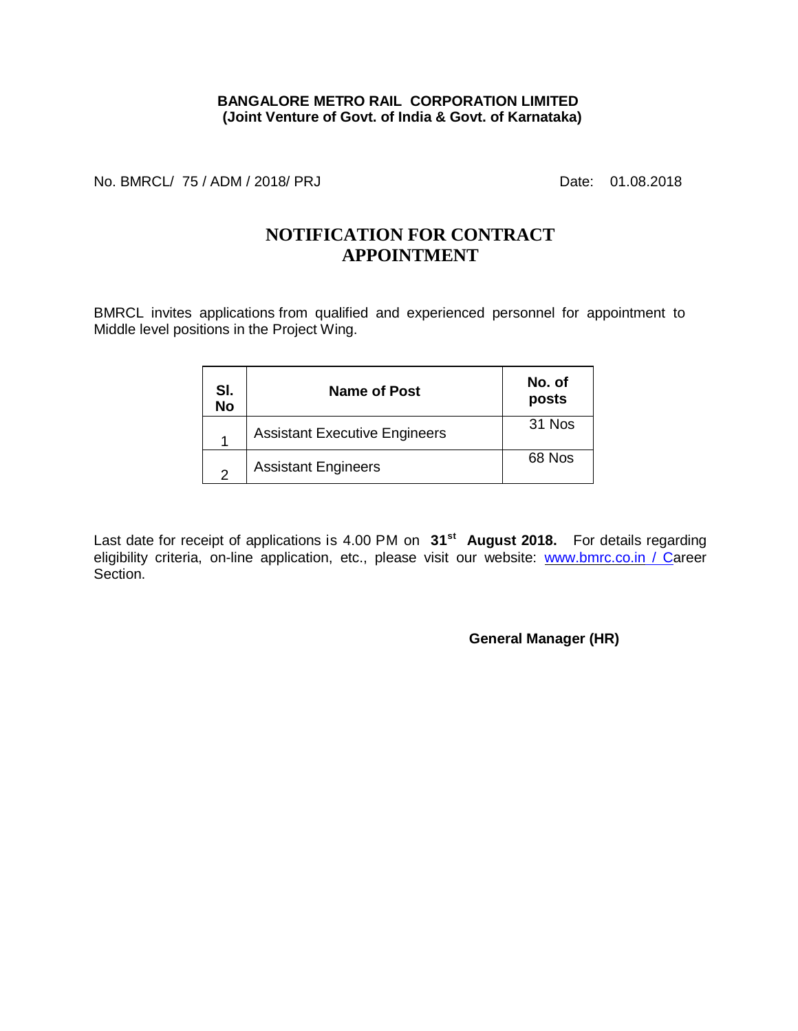**BANGALORE METRO RAIL CORPORATION LIMITED**
**(Joint Venture of Govt. of India & Govt. of Karnataka)**

No. BMRCL/ 75 / ADM / 2018/ PRJ Date: 01.08.2018

# NOTIFICATION FOR CONTRACT APPOINTMENT

BMRCL invites applications from qualified and experienced personnel for appointment to Middle level positions in the Project Wing.

| Sl. No | Name of Post | No. of posts |
|---|---|---|
| 1 | Assistant Executive Engineers | 31 Nos |
| 2 | Assistant Engineers | 68 Nos |

Last date for receipt of applications is 4.00 PM on **31st August 2018.** For details regarding eligibility criteria, on-line application, etc., please visit our website: www.bmrc.co.in / Career Section.

**General Manager (HR)**